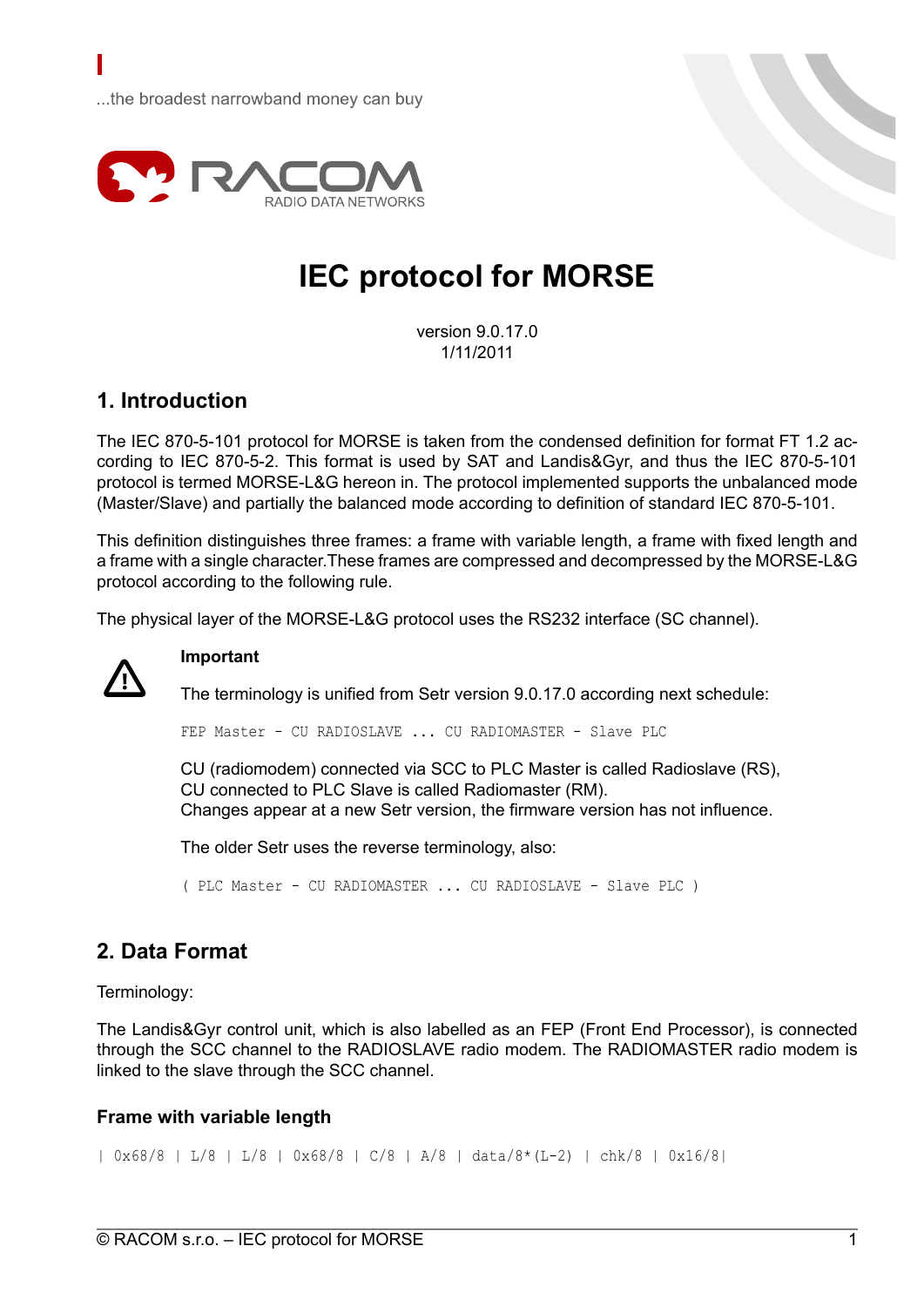...the broadest narrowband money can buy

RACOM
RADIO DATA NETWORKS

# IEC protocol for MORSE

version 9.0.17.0
1/11/2011

## 1. Introduction

The IEC 870-5-101 protocol for MORSE is taken from the condensed definition for format FT 1.2 according to IEC 870-5-2. This format is used by SAT and Landis&Gyr, and thus the IEC 870-5-101 protocol is termed MORSE-L&G hereon in. The protocol implemented supports the unbalanced mode (Master/Slave) and partially the balanced mode according to definition of standard IEC 870-5-101.

This definition distinguishes three frames: a frame with variable length, a frame with fixed length and a frame with a single character.These frames are compressed and decompressed by the MORSE-L&G protocol according to the following rule.

The physical layer of the MORSE-L&G protocol uses the RS232 interface (SC channel).

**Important**

The terminology is unified from Setr version 9.0.17.0 according next schedule:

```
FEP Master - CU RADIOSLAVE ... CU RADIOMASTER - Slave PLC
```

CU (radiomodem) connected via SCC to PLC Master is called Radioslave (RS),
CU connected to PLC Slave is called Radiomaster (RM).
Changes appear at a new Setr version, the firmware version has not influence.

The older Setr uses the reverse terminology, also:

```
( PLC Master - CU RADIOMASTER ... CU RADIOSLAVE - Slave PLC )
```

## 2. Data Format

Terminology:

The Landis&Gyr control unit, which is also labelled as an FEP (Front End Processor), is connected through the SCC channel to the RADIOSLAVE radio modem. The RADIOMASTER radio modem is linked to the slave through the SCC channel.

### Frame with variable length

```
| 0x68/8 | L/8 | L/8 | 0x68/8 | C/8 | A/8 | data/8*(L-2) | chk/8 | 0x16/8|
```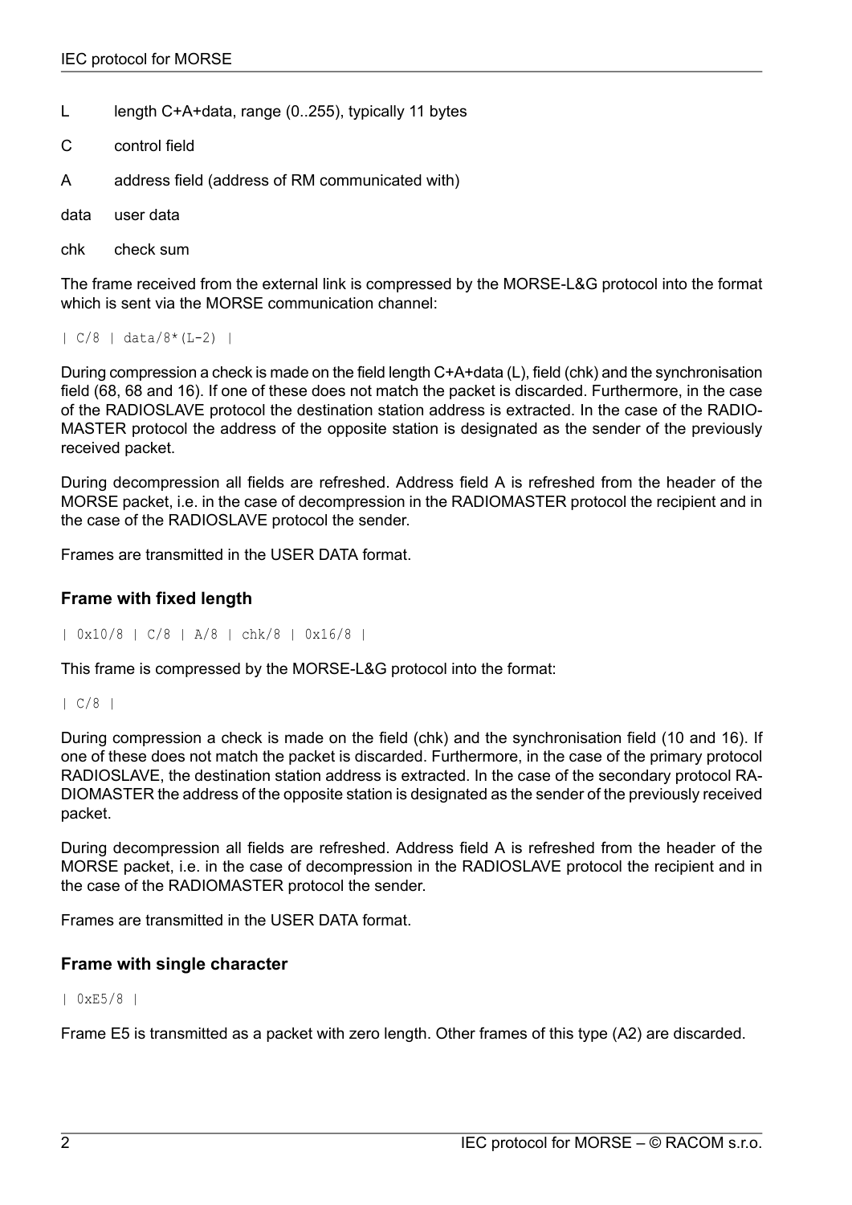| | |
|---|---|
| L | length C+A+data, range (0..255), typically 11 bytes |
| C | control field |
| A | address field (address of RM communicated with) |
| data | user data |
| chk | check sum |

The frame received from the external link is compressed by the MORSE-L&G protocol into the format which is sent via the MORSE communication channel:

```
| C/8 | data/8*(L-2) |
```

During compression a check is made on the field length C+A+data (L), field (chk) and the synchronisation field (68, 68 and 16). If one of these does not match the packet is discarded. Furthermore, in the case of the RADIOSLAVE protocol the destination station address is extracted. In the case of the RADIOMASTER protocol the address of the opposite station is designated as the sender of the previously received packet.

During decompression all fields are refreshed. Address field A is refreshed from the header of the MORSE packet, i.e. in the case of decompression in the RADIOMASTER protocol the recipient and in the case of the RADIOSLAVE protocol the sender.

Frames are transmitted in the USER DATA format.

### Frame with fixed length

```
| 0x10/8 | C/8 | A/8 | chk/8 | 0x16/8 |
```

This frame is compressed by the MORSE-L&G protocol into the format:

```
| C/8 |
```

During compression a check is made on the field (chk) and the synchronisation field (10 and 16). If one of these does not match the packet is discarded. Furthermore, in the case of the primary protocol RADIOSLAVE, the destination station address is extracted. In the case of the secondary protocol RADIOMASTER the address of the opposite station is designated as the sender of the previously received packet.

During decompression all fields are refreshed. Address field A is refreshed from the header of the MORSE packet, i.e. in the case of decompression in the RADIOSLAVE protocol the recipient and in the case of the RADIOMASTER protocol the sender.

Frames are transmitted in the USER DATA format.

### Frame with single character

```
| 0xE5/8 |
```

Frame E5 is transmitted as a packet with zero length. Other frames of this type (A2) are discarded.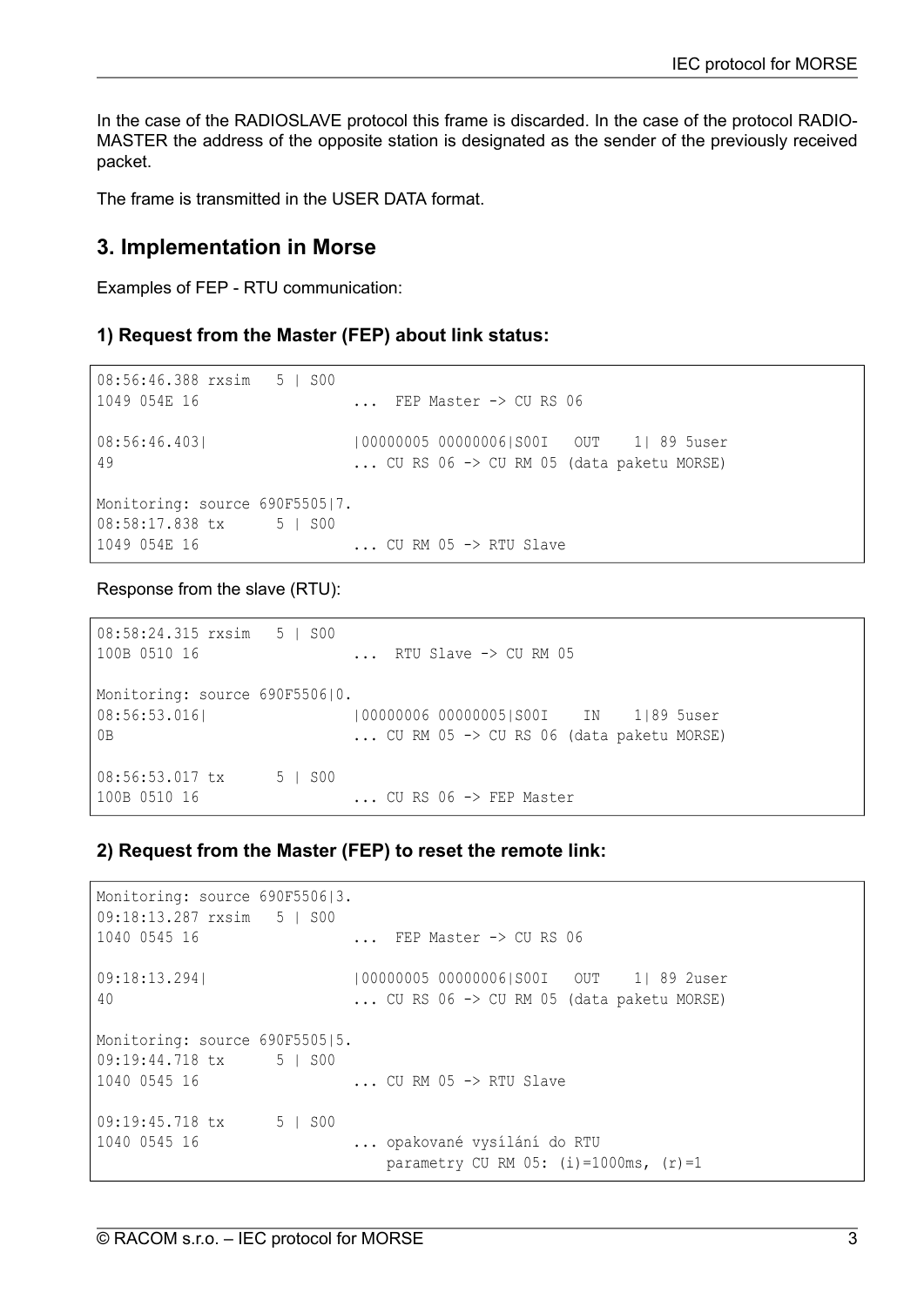In the case of the RADIOSLAVE protocol this frame is discarded. In the case of the protocol RADIO-MASTER the address of the opposite station is designated as the sender of the previously received packet.

The frame is transmitted in the USER DATA format.

## 3. Implementation in Morse

Examples of FEP - RTU communication:

### 1) Request from the Master (FEP) about link status:

```
08:56:46.388 rxsim   5 | S00
1049 054E 16                  ...  FEP Master -> CU RS 06

08:56:46.403|                 |00000005 00000006|S00I   OUT    1| 89 5user
49                            ... CU RS 06 -> CU RM 05 (data paketu MORSE)

Monitoring: source 690F5505|7.
08:58:17.838 tx      5 | S00
1049 054E 16                  ... CU RM 05 -> RTU Slave
```

Response from the slave (RTU):

```
08:58:24.315 rxsim   5 | S00
100B 0510 16                  ...  RTU Slave -> CU RM 05

Monitoring: source 690F5506|0.
08:56:53.016|                 |00000006 00000005|S00I    IN    1|89 5user
0B                            ... CU RM 05 -> CU RS 06 (data paketu MORSE)

08:56:53.017 tx      5 | S00
100B 0510 16                  ... CU RS 06 -> FEP Master
```

### 2) Request from the Master (FEP) to reset the remote link:

```
Monitoring: source 690F5506|3.
09:18:13.287 rxsim   5 | S00
1040 0545 16                  ...  FEP Master -> CU RS 06

09:18:13.294|                 |00000005 00000006|S00I   OUT    1| 89 2user
40                            ... CU RS 06 -> CU RM 05 (data paketu MORSE)

Monitoring: source 690F5505|5.
09:19:44.718 tx      5 | S00
1040 0545 16                  ... CU RM 05 -> RTU Slave

09:19:45.718 tx      5 | S00
1040 0545 16                  ... opakované vysílání do RTU
                                  parametry CU RM 05: (i)=1000ms, (r)=1
```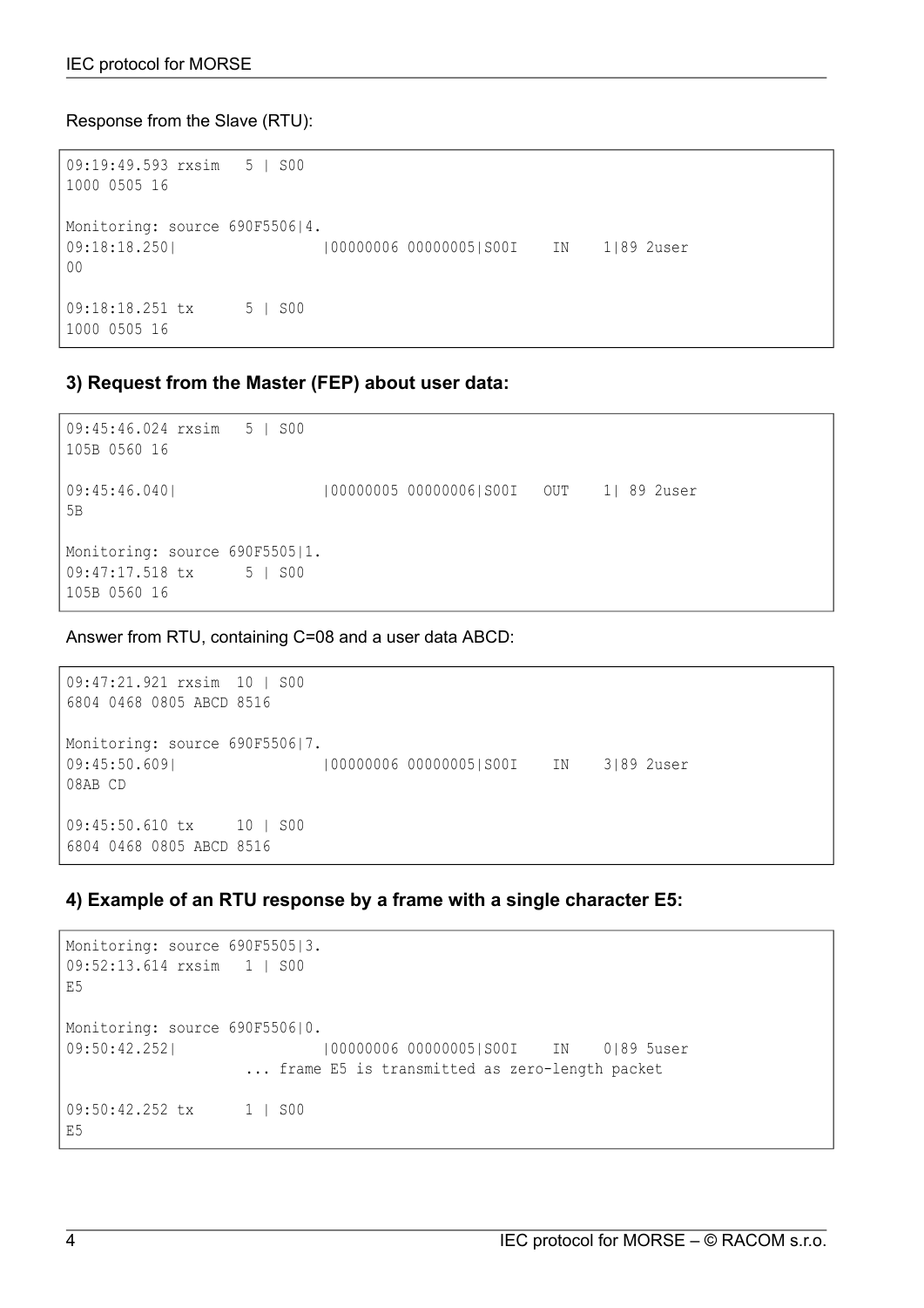Response from the Slave (RTU):

```
09:19:49.593 rxsim   5 | S00
1000 0505 16

Monitoring: source 690F5506|4.
09:18:18.250|                |00000006 00000005|S00I    IN    1|89 2user
00

09:18:18.251 tx      5 | S00
1000 0505 16
```

### 3) Request from the Master (FEP) about user data:

```
09:45:46.024 rxsim   5 | S00
105B 0560 16

09:45:46.040|                |00000005 00000006|S00I   OUT    1| 89 2user
5B

Monitoring: source 690F5505|1.
09:47:17.518 tx      5 | S00
105B 0560 16
```

Answer from RTU, containing C=08 and a user data ABCD:

```
09:47:21.921 rxsim  10 | S00
6804 0468 0805 ABCD 8516

Monitoring: source 690F5506|7.
09:45:50.609|                |00000006 00000005|S00I    IN    3|89 2user
08AB CD

09:45:50.610 tx     10 | S00
6804 0468 0805 ABCD 8516
```

### 4) Example of an RTU response by a frame with a single character E5:

```
Monitoring: source 690F5505|3.
09:52:13.614 rxsim   1 | S00
E5

Monitoring: source 690F5506|0.
09:50:42.252|                |00000006 00000005|S00I    IN    0|89 5user
                   ... frame E5 is transmitted as zero-length packet

09:50:42.252 tx      1 | S00
E5
```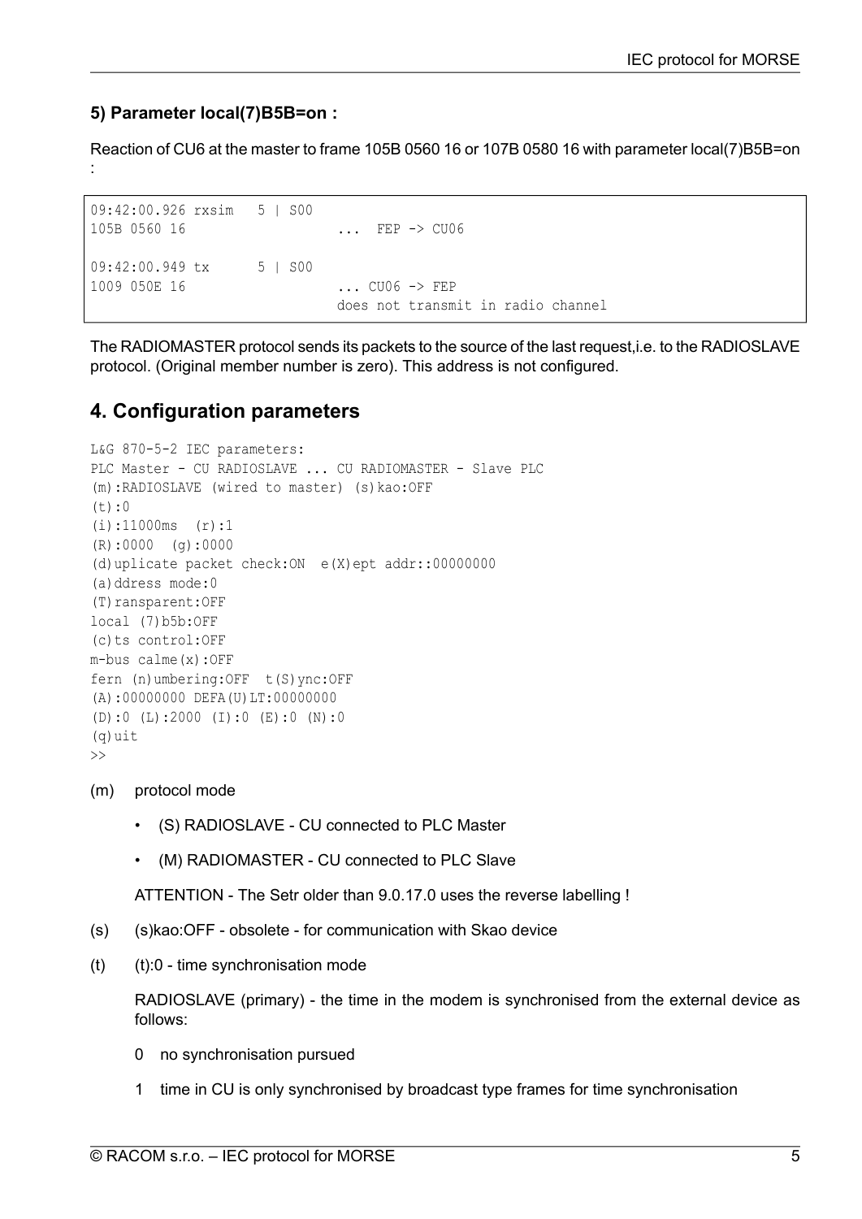### 5) Parameter local(7)B5B=on :

Reaction of CU6 at the master to frame 105B 0560 16 or 107B 0580 16 with parameter local(7)B5B=on :

```
09:42:00.926 rxsim   5 | S00
105B 0560 16                  ...  FEP -> CU06

09:42:00.949 tx      5 | S00
1009 050E 16                  ... CU06 -> FEP
                              does not transmit in radio channel
```

The RADIOMASTER protocol sends its packets to the source of the last request,i.e. to the RADIOSLAVE protocol. (Original member number is zero). This address is not configured.

## 4. Configuration parameters

```
L&G 870-5-2 IEC parameters:
PLC Master - CU RADIOSLAVE ... CU RADIOMASTER - Slave PLC
(m):RADIOSLAVE (wired to master) (s)kao:OFF
(t):0
(i):11000ms  (r):1
(R):0000  (g):0000
(d)uplicate packet check:ON  e(X)ept addr::00000000
(a)ddress mode:0
(T)ransparent:OFF
local (7)b5b:OFF
(c)ts control:OFF
m-bus calme(x):OFF
fern (n)umbering:OFF  t(S)ync:OFF
(A):00000000 DEFA(U)LT:00000000
(D):0 (L):2000 (I):0 (E):0 (N):0
(q)uit
>>
```

(m) protocol mode

- (S) RADIOSLAVE - CU connected to PLC Master
- (M) RADIOMASTER - CU connected to PLC Slave

ATTENTION - The Setr older than 9.0.17.0 uses the reverse labelling !

(s) (s)kao:OFF - obsolete - for communication with Skao device

(t) (t):0 - time synchronisation mode

RADIOSLAVE (primary) - the time in the modem is synchronised from the external device as follows:

0 no synchronisation pursued

1 time in CU is only synchronised by broadcast type frames for time synchronisation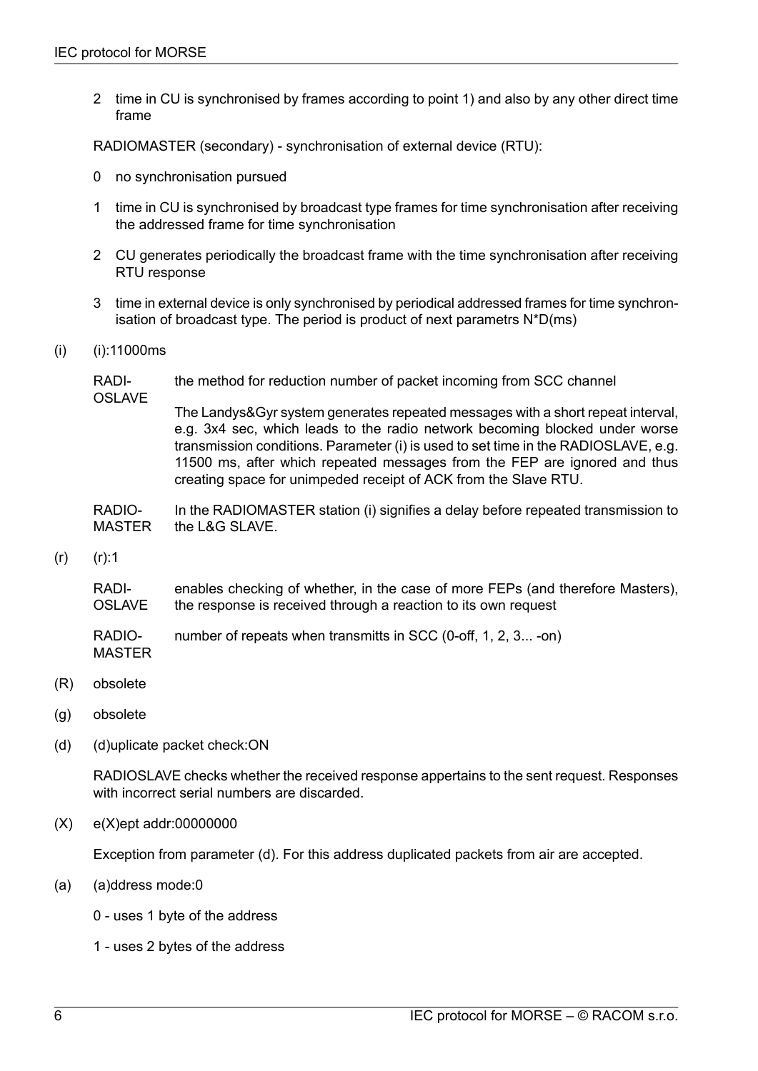2 time in CU is synchronised by frames according to point 1) and also by any other direct time frame

RADIOMASTER (secondary) - synchronisation of external device (RTU):

0 no synchronisation pursued

1 time in CU is synchronised by broadcast type frames for time synchronisation after receiving the addressed frame for time synchronisation

2 CU generates periodically the broadcast frame with the time synchronisation after receiving RTU response

3 time in external device is only synchronised by periodical addressed frames for time synchronisation of broadcast type. The period is product of next parametrs N*D(ms)

(i) (i):11000ms

| | |
|---|---|
| RADIOSLAVE | the method for reduction number of packet incoming from SCC channel<br><br>The Landys&Gyr system generates repeated messages with a short repeat interval, e.g. 3x4 sec, which leads to the radio network becoming blocked under worse transmission conditions. Parameter (i) is used to set time in the RADIOSLAVE, e.g. 11500 ms, after which repeated messages from the FEP are ignored and thus creating space for unimpeded receipt of ACK from the Slave RTU. |
| RADIOMASTER | In the RADIOMASTER station (i) signifies a delay before repeated transmission to the L&G SLAVE. |

(r) (r):1

| | |
|---|---|
| RADIOSLAVE | enables checking of whether, in the case of more FEPs (and therefore Masters), the response is received through a reaction to its own request |
| RADIOMASTER | number of repeats when transmitts in SCC (0-off, 1, 2, 3... -on) |

(R) obsolete

(g) obsolete

(d) (d)uplicate packet check:ON

RADIOSLAVE checks whether the received response appertains to the sent request. Responses with incorrect serial numbers are discarded.

(X) e(X)ept addr:00000000

Exception from parameter (d). For this address duplicated packets from air are accepted.

(a) (a)ddress mode:0

0 - uses 1 byte of the address

1 - uses 2 bytes of the address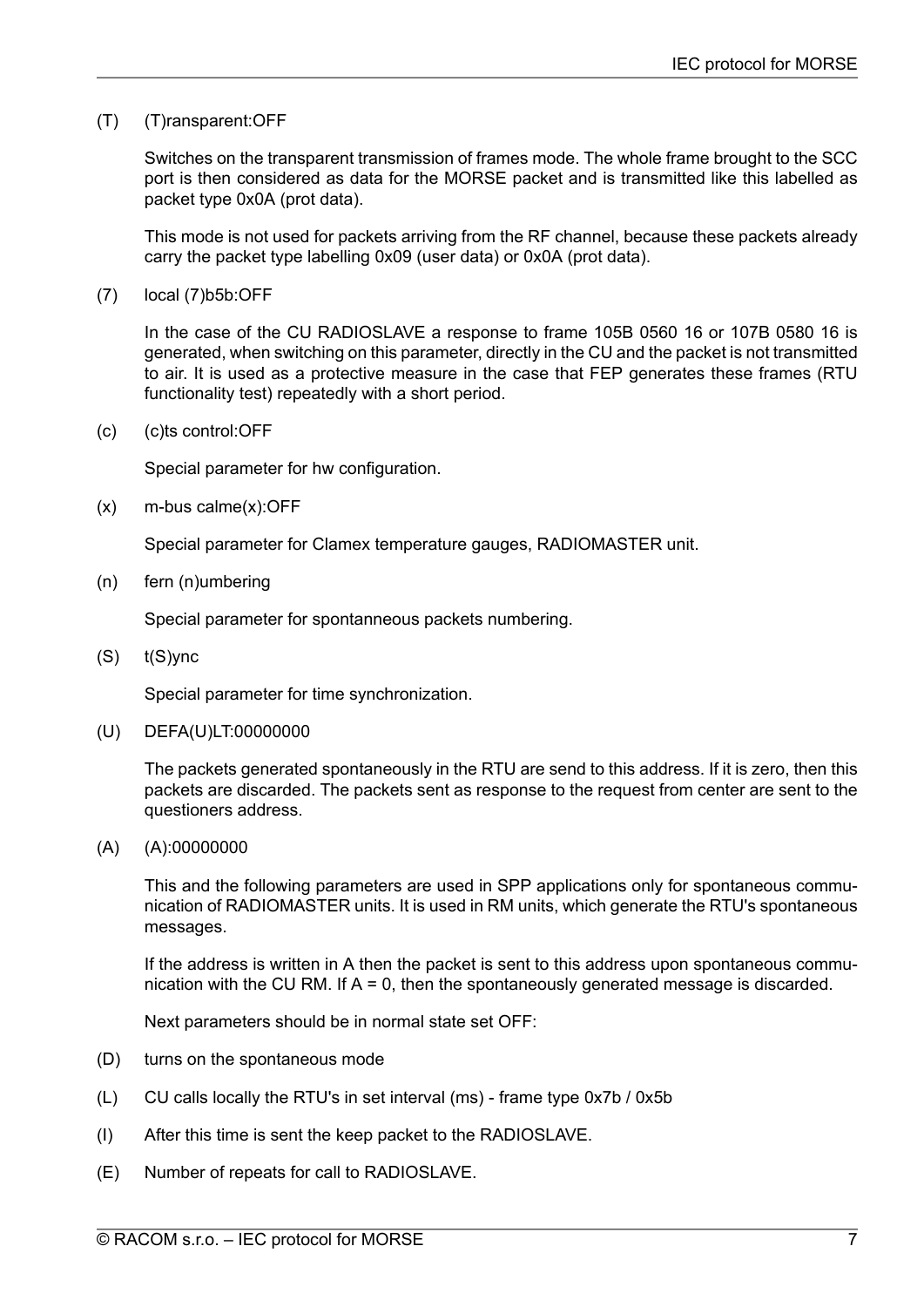(T) (T)ransparent:OFF

Switches on the transparent transmission of frames mode. The whole frame brought to the SCC port is then considered as data for the MORSE packet and is transmitted like this labelled as packet type 0x0A (prot data).

This mode is not used for packets arriving from the RF channel, because these packets already carry the packet type labelling 0x09 (user data) or 0x0A (prot data).

(7) local (7)b5b:OFF

In the case of the CU RADIOSLAVE a response to frame 105B 0560 16 or 107B 0580 16 is generated, when switching on this parameter, directly in the CU and the packet is not transmitted to air. It is used as a protective measure in the case that FEP generates these frames (RTU functionality test) repeatedly with a short period.

(c) (c)ts control:OFF

Special parameter for hw configuration.

(x) m-bus calme(x):OFF

Special parameter for Clamex temperature gauges, RADIOMASTER unit.

(n) fern (n)umbering

Special parameter for spontanneous packets numbering.

(S) t(S)ync

Special parameter for time synchronization.

(U) DEFA(U)LT:00000000

The packets generated spontaneously in the RTU are send to this address. If it is zero, then this packets are discarded. The packets sent as response to the request from center are sent to the questioners address.

(A) (A):00000000

This and the following parameters are used in SPP applications only for spontaneous communication of RADIOMASTER units. It is used in RM units, which generate the RTU's spontaneous messages.

If the address is written in A then the packet is sent to this address upon spontaneous communication with the CU RM. If A = 0, then the spontaneously generated message is discarded.

Next parameters should be in normal state set OFF:

(D) turns on the spontaneous mode

(L) CU calls locally the RTU's in set interval (ms) - frame type 0x7b / 0x5b

(I) After this time is sent the keep packet to the RADIOSLAVE.

(E) Number of repeats for call to RADIOSLAVE.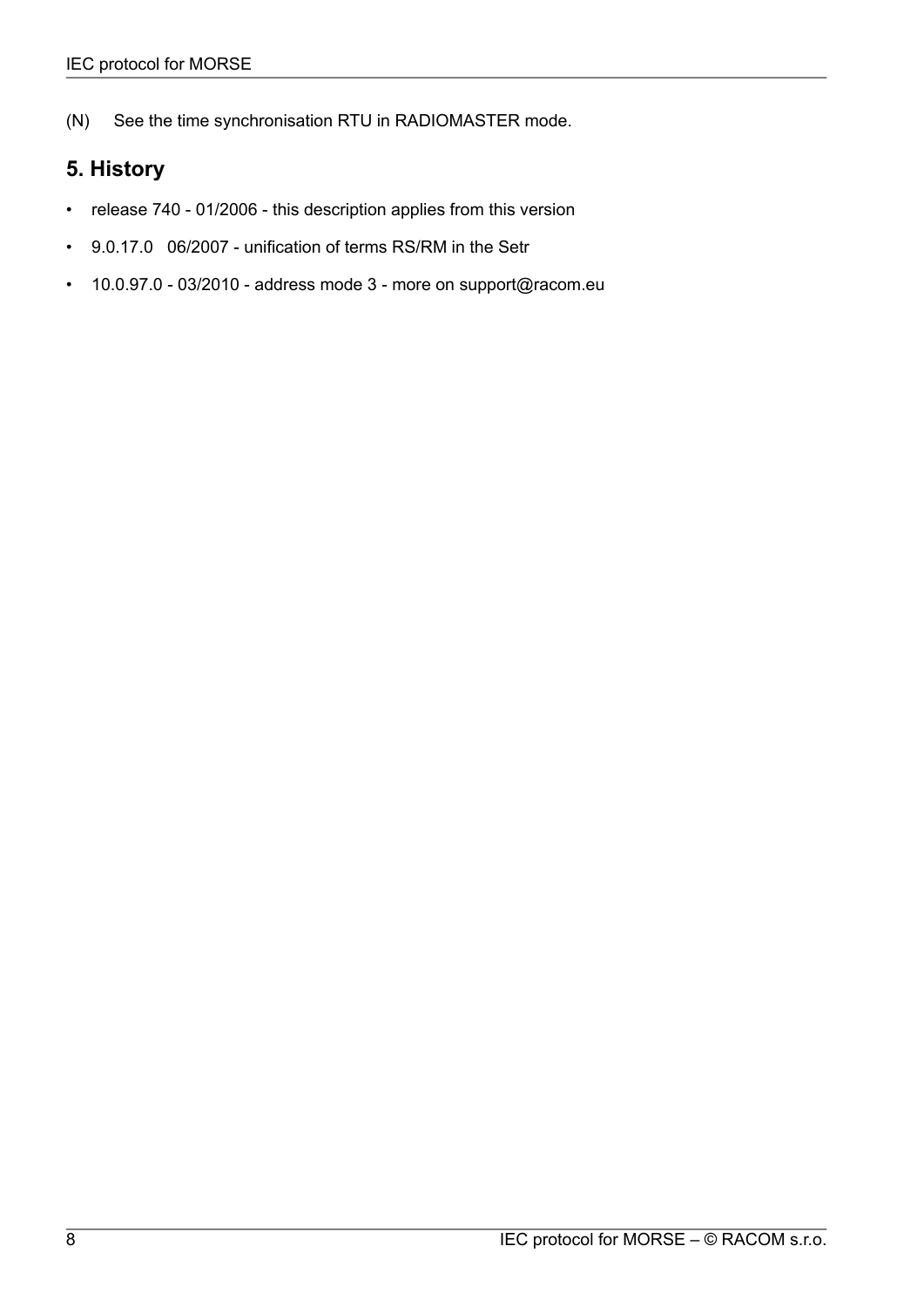(N) See the time synchronisation RTU in RADIOMASTER mode.

## 5. History

- release 740 - 01/2006 - this description applies from this version
- 9.0.17.0 06/2007 - unification of terms RS/RM in the Setr
- 10.0.97.0 - 03/2010 - address mode 3 - more on support@racom.eu